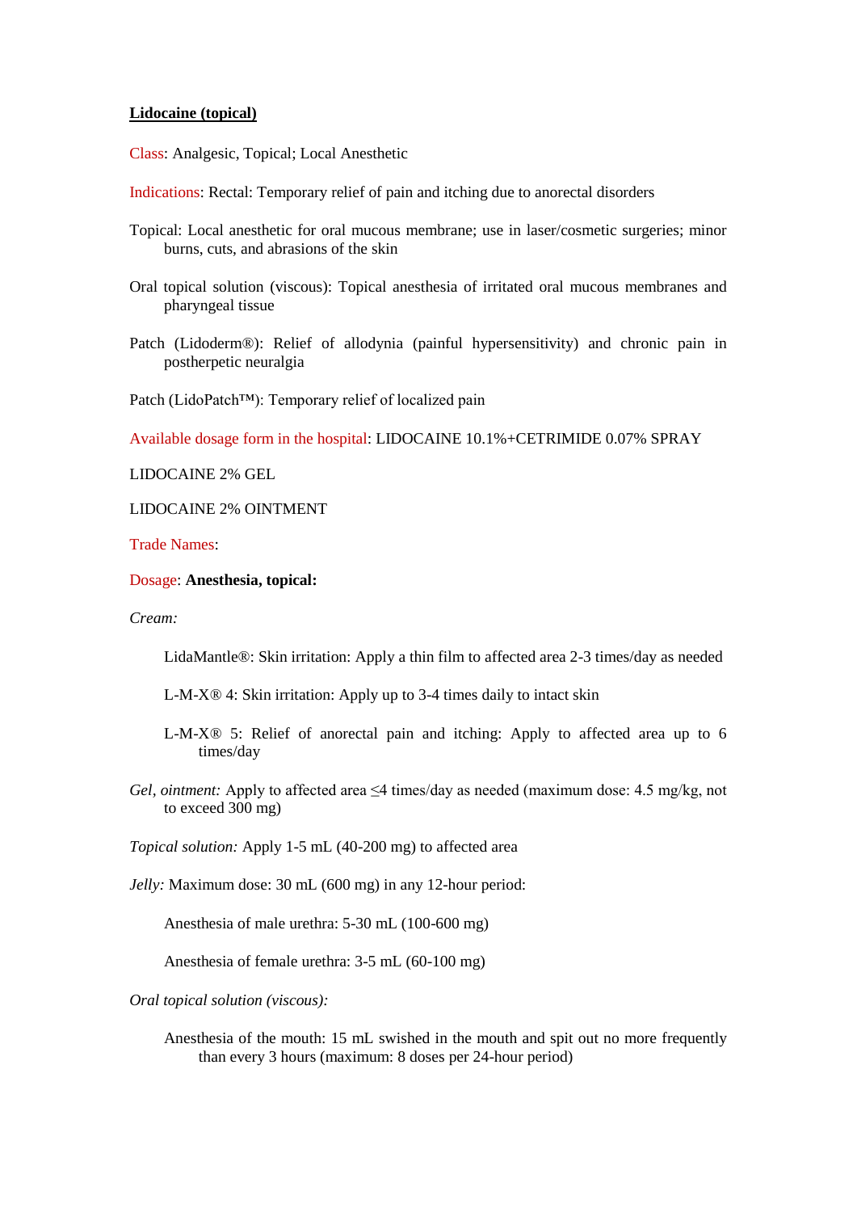**Lidocaine (topical)**

Class: Analgesic, Topical; Local Anesthetic

Indications: Rectal: Temporary relief of pain and itching due to anorectal disorders

Topical: Local anesthetic for oral mucous membrane; use in laser/cosmetic surgeries; minor burns, cuts, and abrasions of the skin

Oral topical solution (viscous): Topical anesthesia of irritated oral mucous membranes and pharyngeal tissue

Patch (Lidoderm®): Relief of allodynia (painful hypersensitivity) and chronic pain in postherpetic neuralgia

Patch (LidoPatch™): Temporary relief of localized pain

Available dosage form in the hospital: LIDOCAINE 10.1%+CETRIMIDE 0.07% SPRAY

LIDOCAINE 2% GEL

LIDOCAINE 2% OINTMENT

Trade Names:

Dosage: **Anesthesia, topical:**

*Cream:*

LidaMantle®: Skin irritation: Apply a thin film to affected area 2-3 times/day as needed

L-M-X® 4: Skin irritation: Apply up to 3-4 times daily to intact skin

L-M-X® 5: Relief of anorectal pain and itching: Apply to affected area up to 6 times/day

*Gel, ointment:* Apply to affected area ≤4 times/day as needed (maximum dose: 4.5 mg/kg, not to exceed 300 mg)

*Topical solution:* Apply 1-5 mL (40-200 mg) to affected area

*Jelly:* Maximum dose: 30 mL (600 mg) in any 12-hour period:

Anesthesia of male urethra: 5-30 mL (100-600 mg)

Anesthesia of female urethra: 3-5 mL (60-100 mg)

*Oral topical solution (viscous):*

Anesthesia of the mouth: 15 mL swished in the mouth and spit out no more frequently than every 3 hours (maximum: 8 doses per 24-hour period)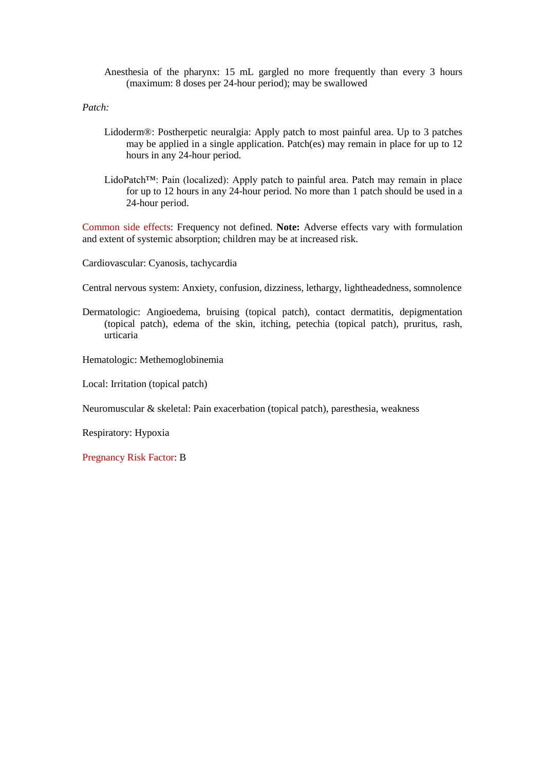Anesthesia of the pharynx: 15 mL gargled no more frequently than every 3 hours (maximum: 8 doses per 24-hour period); may be swallowed

*Patch:*

Lidoderm®: Postherpetic neuralgia: Apply patch to most painful area. Up to 3 patches may be applied in a single application. Patch(es) may remain in place for up to 12 hours in any 24-hour period.

LidoPatch™: Pain (localized): Apply patch to painful area. Patch may remain in place for up to 12 hours in any 24-hour period. No more than 1 patch should be used in a 24-hour period.

Common side effects: Frequency not defined. **Note:** Adverse effects vary with formulation and extent of systemic absorption; children may be at increased risk.

Cardiovascular: Cyanosis, tachycardia

Central nervous system: Anxiety, confusion, dizziness, lethargy, lightheadedness, somnolence

Dermatologic: Angioedema, bruising (topical patch), contact dermatitis, depigmentation (topical patch), edema of the skin, itching, petechia (topical patch), pruritus, rash, urticaria

Hematologic: Methemoglobinemia

Local: Irritation (topical patch)

Neuromuscular & skeletal: Pain exacerbation (topical patch), paresthesia, weakness

Respiratory: Hypoxia

Pregnancy Risk Factor: B